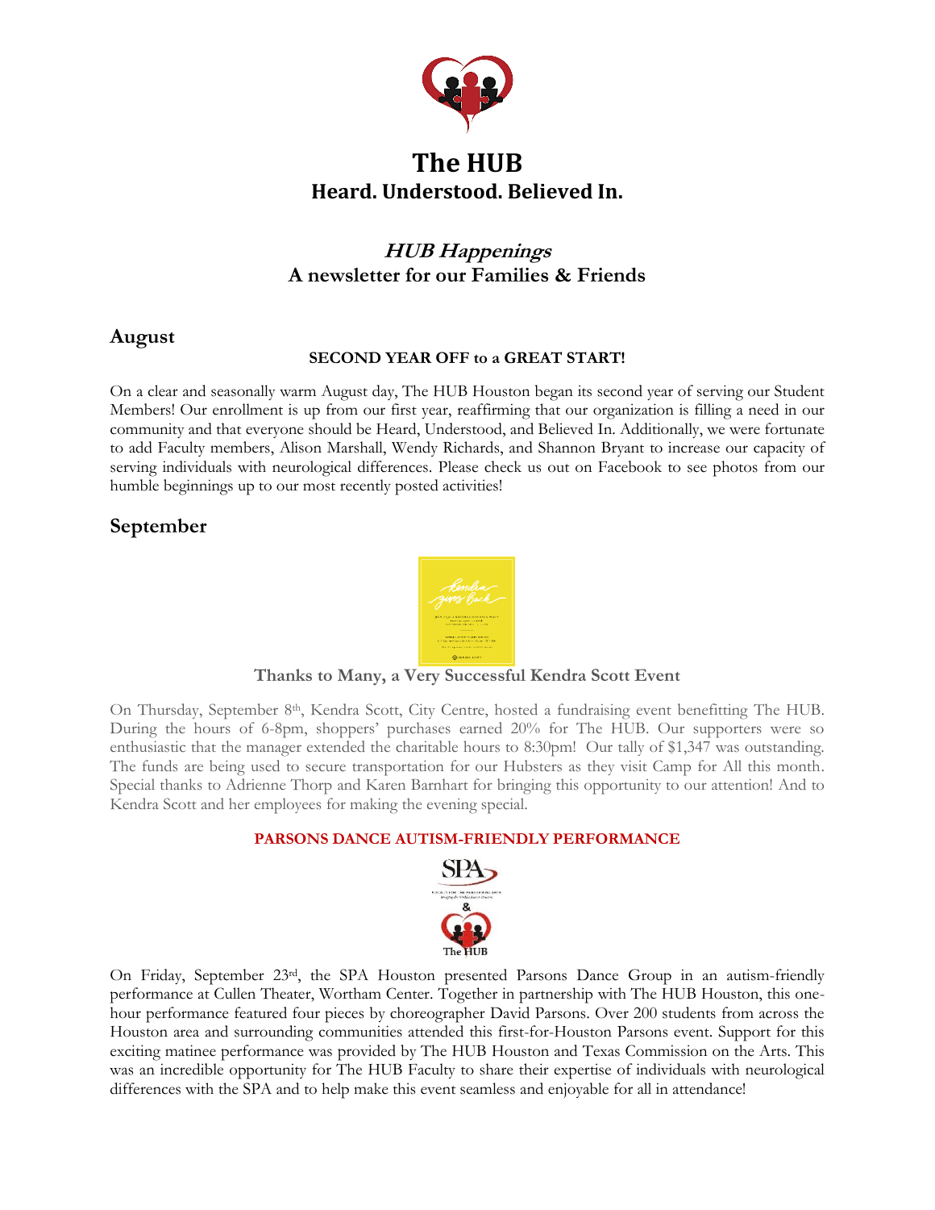# The HUB
## Heard. Understood. Believed In.

### *HUB Happenings*
### A newsletter for our Families & Friends

## August

**SECOND YEAR OFF to a GREAT START!**

On a clear and seasonally warm August day, The HUB Houston began its second year of serving our Student Members! Our enrollment is up from our first year, reaffirming that our organization is filling a need in our community and that everyone should be Heard, Understood, and Believed In. Additionally, we were fortunate to add Faculty members, Alison Marshall, Wendy Richards, and Shannon Bryant to increase our capacity of serving individuals with neurological differences. Please check us out on Facebook to see photos from our humble beginnings up to our most recently posted activities!

## September

**Thanks to Many, a Very Successful Kendra Scott Event**

On Thursday, September 8th, Kendra Scott, City Centre, hosted a fundraising event benefitting The HUB. During the hours of 6-8pm, shoppers' purchases earned 20% for The HUB. Our supporters were so enthusiastic that the manager extended the charitable hours to 8:30pm! Our tally of $1,347 was outstanding. The funds are being used to secure transportation for our Hubsters as they visit Camp for All this month. Special thanks to Adrienne Thorp and Karen Barnhart for bringing this opportunity to our attention! And to Kendra Scott and her employees for making the evening special.

**PARSONS DANCE AUTISM-FRIENDLY PERFORMANCE**

On Friday, September 23rd, the SPA Houston presented Parsons Dance Group in an autism-friendly performance at Cullen Theater, Wortham Center. Together in partnership with The HUB Houston, this one-hour performance featured four pieces by choreographer David Parsons. Over 200 students from across the Houston area and surrounding communities attended this first-for-Houston Parsons event. Support for this exciting matinee performance was provided by The HUB Houston and Texas Commission on the Arts. This was an incredible opportunity for The HUB Faculty to share their expertise of individuals with neurological differences with the SPA and to help make this event seamless and enjoyable for all in attendance!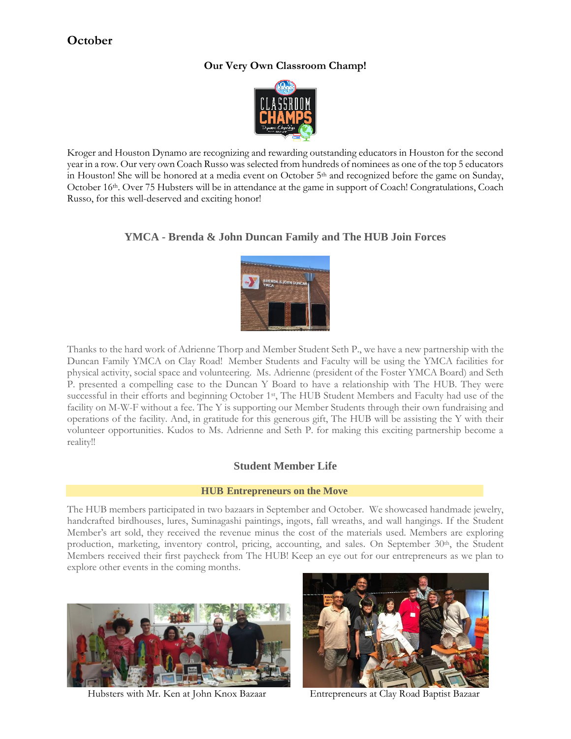## October

### Our Very Own Classroom Champ!

Kroger and Houston Dynamo are recognizing and rewarding outstanding educators in Houston for the second year in a row. Our very own Coach Russo was selected from hundreds of nominees as one of the top 5 educators in Houston! She will be honored at a media event on October 5th and recognized before the game on Sunday, October 16th. Over 75 Hubsters will be in attendance at the game in support of Coach! Congratulations, Coach Russo, for this well-deserved and exciting honor!

### YMCA - Brenda & John Duncan Family and The HUB Join Forces

Thanks to the hard work of Adrienne Thorp and Member Student Seth P., we have a new partnership with the Duncan Family YMCA on Clay Road! Member Students and Faculty will be using the YMCA facilities for physical activity, social space and volunteering. Ms. Adrienne (president of the Foster YMCA Board) and Seth P. presented a compelling case to the Duncan Y Board to have a relationship with The HUB. They were successful in their efforts and beginning October 1st, The HUB Student Members and Faculty had use of the facility on M-W-F without a fee. The Y is supporting our Member Students through their own fundraising and operations of the facility. And, in gratitude for this generous gift, The HUB will be assisting the Y with their volunteer opportunities. Kudos to Ms. Adrienne and Seth P. for making this exciting partnership become a reality!!

### Student Member Life

#### HUB Entrepreneurs on the Move

The HUB members participated in two bazaars in September and October. We showcased handmade jewelry, handcrafted birdhouses, lures, Suminagashi paintings, ingots, fall wreaths, and wall hangings. If the Student Member's art sold, they received the revenue minus the cost of the materials used. Members are exploring production, marketing, inventory control, pricing, accounting, and sales. On September 30th, the Student Members received their first paycheck from The HUB! Keep an eye out for our entrepreneurs as we plan to explore other events in the coming months.

Hubsters with Mr. Ken at John Knox Bazaar

Entrepreneurs at Clay Road Baptist Bazaar